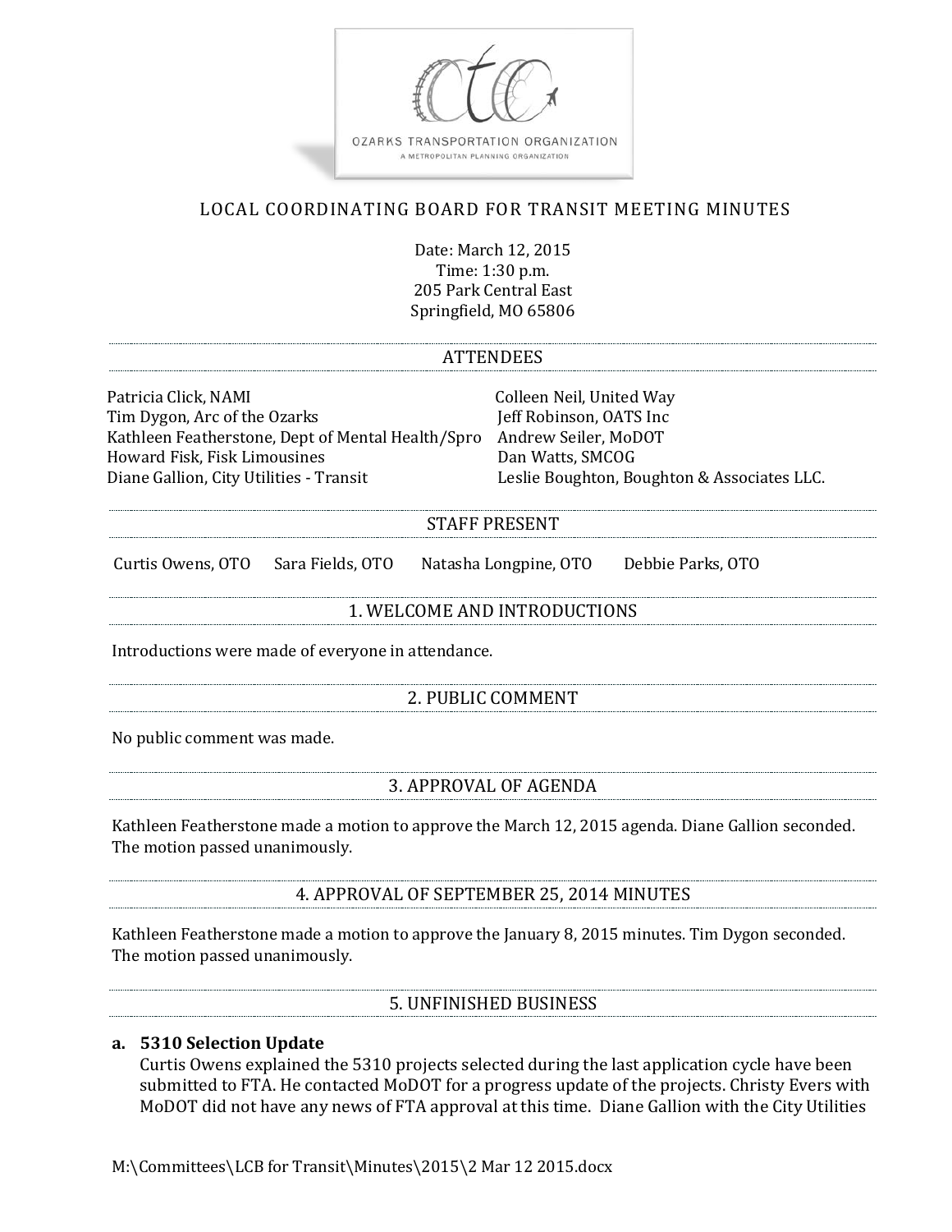OZARKS TRANSPORTATION ORGANIZATION

A METROPOLITAN PLANNING ORGANIZATION

# LOCAL COORDINATING BOARD FOR TRANSIT MEETING MINUTES

Date: March 12, 2015
Time: 1:30 p.m.
205 Park Central East
Springfield, MO 65806

## ATTENDEES

Patricia Click, NAMI
Tim Dygon, Arc of the Ozarks
Kathleen Featherstone, Dept of Mental Health/Spro
Howard Fisk, Fisk Limousines
Diane Gallion, City Utilities - Transit
Colleen Neil, United Way
Jeff Robinson, OATS Inc
Andrew Seiler, MoDOT
Dan Watts, SMCOG
Leslie Boughton, Boughton & Associates LLC.

## STAFF PRESENT

Curtis Owens, OTO  Sara Fields, OTO  Natasha Longpine, OTO  Debbie Parks, OTO

## 1. WELCOME AND INTRODUCTIONS

Introductions were made of everyone in attendance.

## 2. PUBLIC COMMENT

No public comment was made.

## 3. APPROVAL OF AGENDA

Kathleen Featherstone made a motion to approve the March 12, 2015 agenda. Diane Gallion seconded. The motion passed unanimously.

## 4. APPROVAL OF SEPTEMBER 25, 2014 MINUTES

Kathleen Featherstone made a motion to approve the January 8, 2015 minutes. Tim Dygon seconded. The motion passed unanimously.

## 5. UNFINISHED BUSINESS

**a. 5310 Selection Update**

Curtis Owens explained the 5310 projects selected during the last application cycle have been submitted to FTA. He contacted MoDOT for a progress update of the projects. Christy Evers with MoDOT did not have any news of FTA approval at this time. Diane Gallion with the City Utilities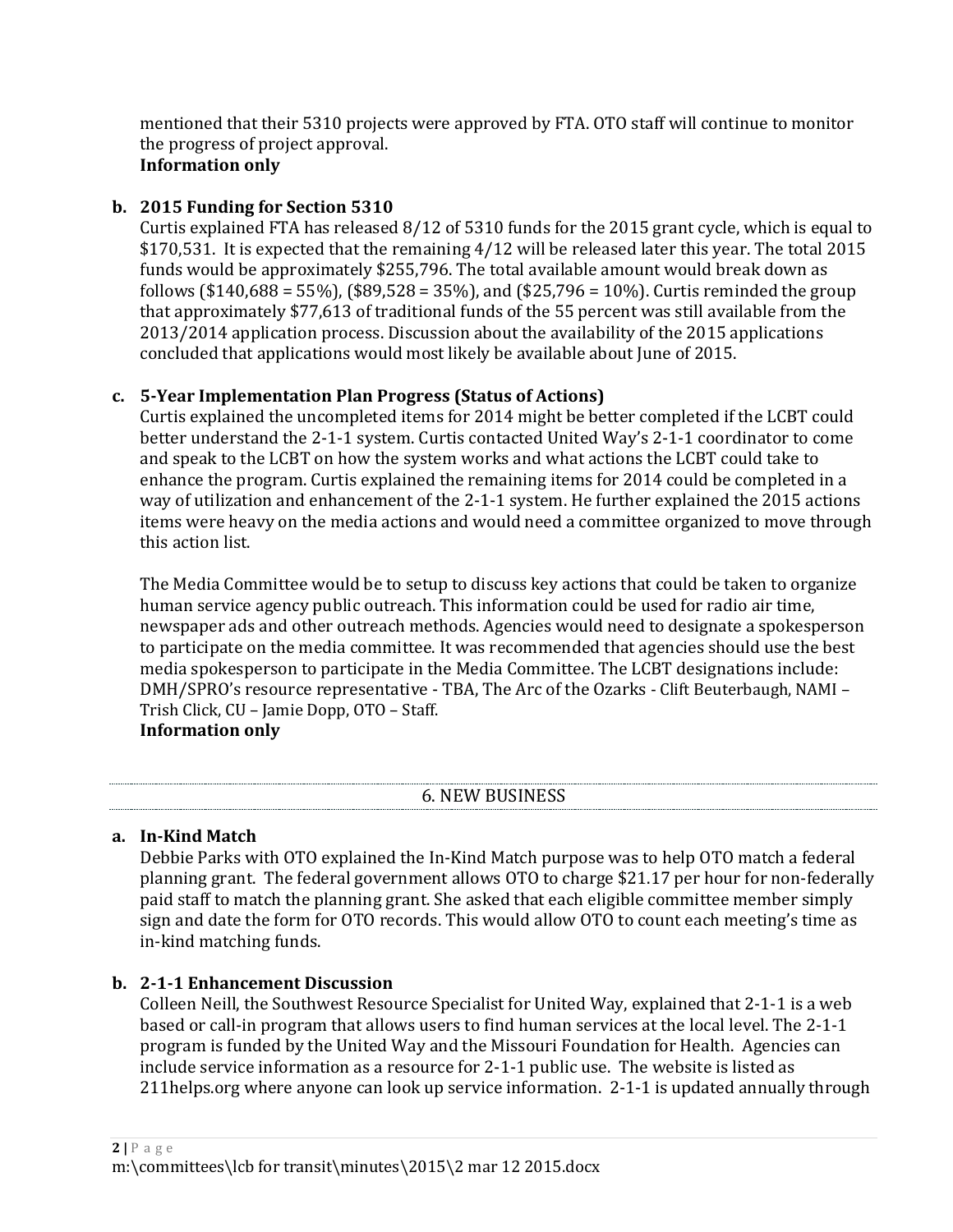mentioned that their 5310 projects were approved by FTA. OTO staff will continue to monitor the progress of project approval.
**Information only**

**b. 2015 Funding for Section 5310**

Curtis explained FTA has released 8/12 of 5310 funds for the 2015 grant cycle, which is equal to $170,531. It is expected that the remaining 4/12 will be released later this year. The total 2015 funds would be approximately $255,796. The total available amount would break down as follows ($140,688 = 55%), ($89,528 = 35%), and ($25,796 = 10%). Curtis reminded the group that approximately $77,613 of traditional funds of the 55 percent was still available from the 2013/2014 application process. Discussion about the availability of the 2015 applications concluded that applications would most likely be available about June of 2015.

**c. 5-Year Implementation Plan Progress (Status of Actions)**

Curtis explained the uncompleted items for 2014 might be better completed if the LCBT could better understand the 2-1-1 system. Curtis contacted United Way's 2-1-1 coordinator to come and speak to the LCBT on how the system works and what actions the LCBT could take to enhance the program. Curtis explained the remaining items for 2014 could be completed in a way of utilization and enhancement of the 2-1-1 system. He further explained the 2015 actions items were heavy on the media actions and would need a committee organized to move through this action list.

The Media Committee would be to setup to discuss key actions that could be taken to organize human service agency public outreach. This information could be used for radio air time, newspaper ads and other outreach methods. Agencies would need to designate a spokesperson to participate on the media committee. It was recommended that agencies should use the best media spokesperson to participate in the Media Committee. The LCBT designations include: DMH/SPRO's resource representative - TBA, The Arc of the Ozarks - Clift Beuterbaugh, NAMI – Trish Click, CU – Jamie Dopp, OTO – Staff.
**Information only**

## 6. NEW BUSINESS

**a. In-Kind Match**

Debbie Parks with OTO explained the In-Kind Match purpose was to help OTO match a federal planning grant. The federal government allows OTO to charge $21.17 per hour for non-federally paid staff to match the planning grant. She asked that each eligible committee member simply sign and date the form for OTO records. This would allow OTO to count each meeting's time as in-kind matching funds.

**b. 2-1-1 Enhancement Discussion**

Colleen Neill, the Southwest Resource Specialist for United Way, explained that 2-1-1 is a web based or call-in program that allows users to find human services at the local level. The 2-1-1 program is funded by the United Way and the Missouri Foundation for Health. Agencies can include service information as a resource for 2-1-1 public use. The website is listed as 211helps.org where anyone can look up service information. 2-1-1 is updated annually through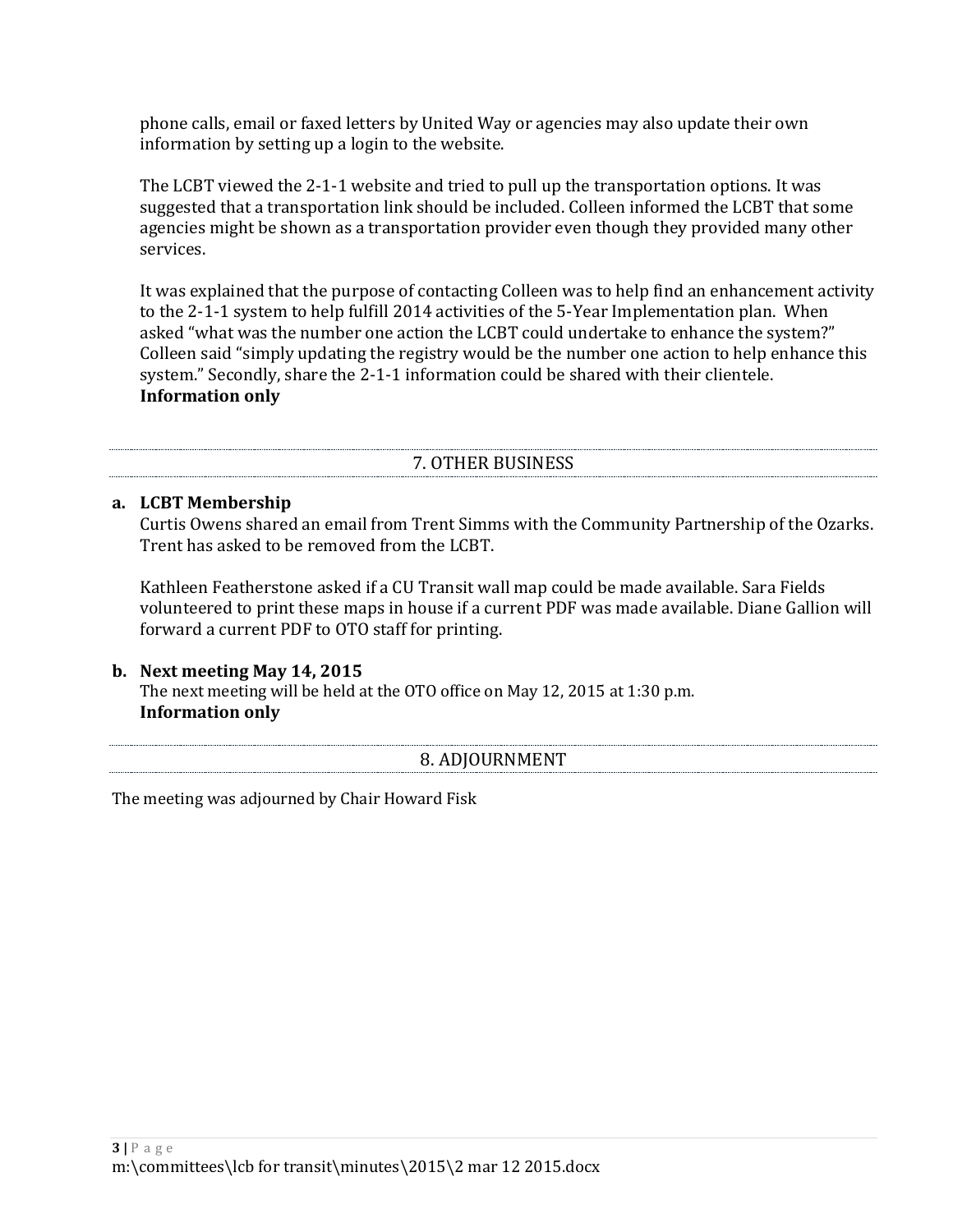phone calls, email or faxed letters by United Way or agencies may also update their own information by setting up a login to the website.

The LCBT viewed the 2-1-1 website and tried to pull up the transportation options. It was suggested that a transportation link should be included. Colleen informed the LCBT that some agencies might be shown as a transportation provider even though they provided many other services.

It was explained that the purpose of contacting Colleen was to help find an enhancement activity to the 2-1-1 system to help fulfill 2014 activities of the 5-Year Implementation plan. When asked "what was the number one action the LCBT could undertake to enhance the system?" Colleen said "simply updating the registry would be the number one action to help enhance this system." Secondly, share the 2-1-1 information could be shared with their clientele.
**Information only**

## 7. OTHER BUSINESS

**a. LCBT Membership**

Curtis Owens shared an email from Trent Simms with the Community Partnership of the Ozarks. Trent has asked to be removed from the LCBT.

Kathleen Featherstone asked if a CU Transit wall map could be made available. Sara Fields volunteered to print these maps in house if a current PDF was made available. Diane Gallion will forward a current PDF to OTO staff for printing.

**b. Next meeting May 14, 2015**

The next meeting will be held at the OTO office on May 12, 2015 at 1:30 p.m.
**Information only**

## 8. ADJOURNMENT

The meeting was adjourned by Chair Howard Fisk

m:\committees\lcb for transit\minutes\2015\2 mar 12 2015.docx